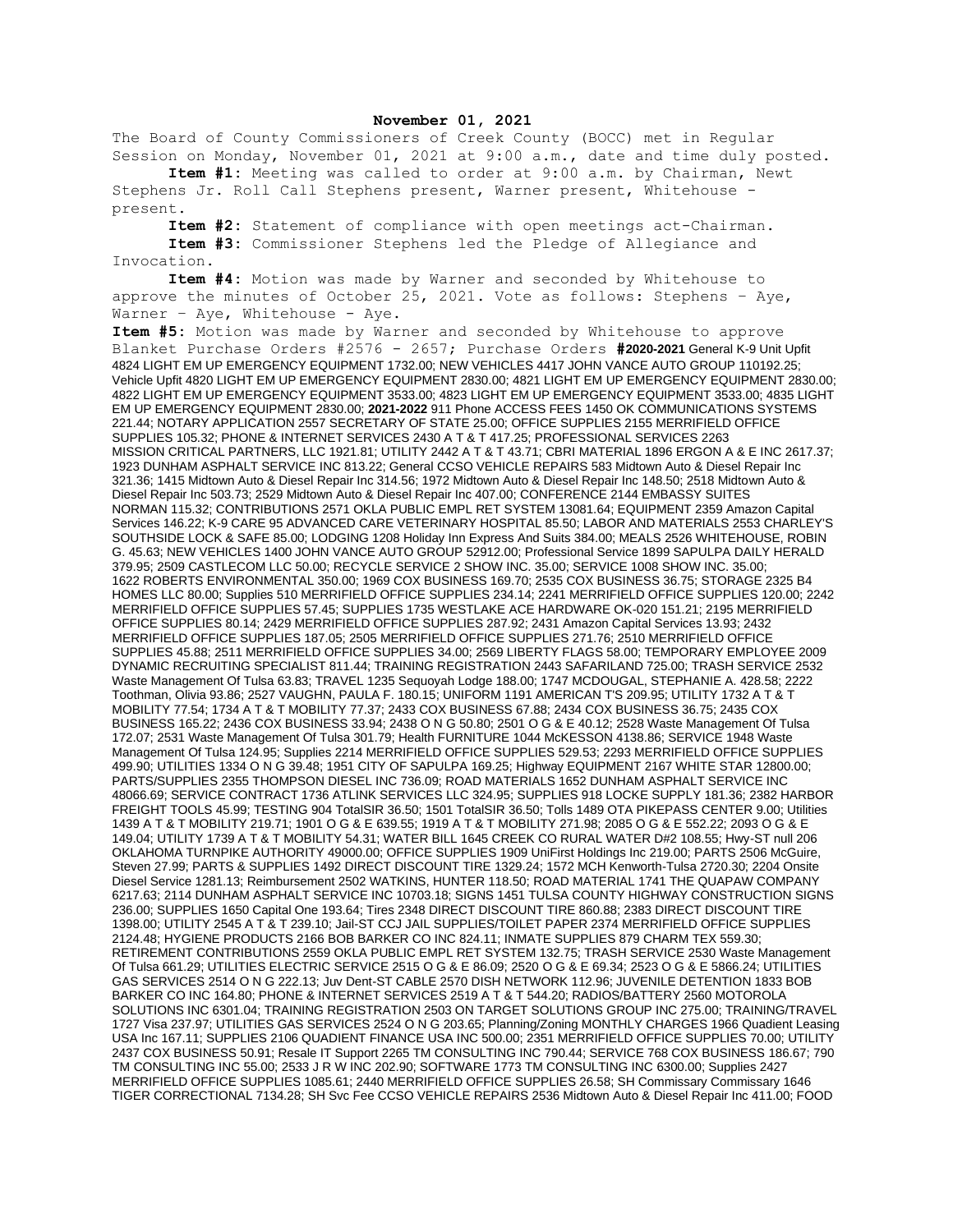**November 01, 2021**

The Board of County Commissioners of Creek County (BOCC) met in Regular Session on Monday, November 01, 2021 at 9:00 a.m., date and time duly posted.

**Item #1:** Meeting was called to order at 9:00 a.m. by Chairman, Newt Stephens Jr. Roll Call Stephens present, Warner present, Whitehouse - present.

**Item #2:** Statement of compliance with open meetings act-Chairman.

**Item #3:** Commissioner Stephens led the Pledge of Allegiance and Invocation.

**Item #4:** Motion was made by Warner and seconded by Whitehouse to approve the minutes of October 25, 2021. Vote as follows: Stephens – Aye, Warner – Aye, Whitehouse - Aye.

**Item #5:** Motion was made by Warner and seconded by Whitehouse to approve Blanket Purchase Orders #2576 - 2657; Purchase Orders **#2020-2021** General K-9 Unit Upfit 4824 LIGHT EM UP EMERGENCY EQUIPMENT 1732.00; NEW VEHICLES 4417 JOHN VANCE AUTO GROUP 110192.25; Vehicle Upfit 4820 LIGHT EM UP EMERGENCY EQUIPMENT 2830.00; 4821 LIGHT EM UP EMERGENCY EQUIPMENT 2830.00; 4822 LIGHT EM UP EMERGENCY EQUIPMENT 3533.00; 4823 LIGHT EM UP EMERGENCY EQUIPMENT 3533.00; 4835 LIGHT EM UP EMERGENCY EQUIPMENT 2830.00; **2021-2022** 911 Phone ACCESS FEES 1450 OK COMMUNICATIONS SYSTEMS 221.44; NOTARY APPLICATION 2557 SECRETARY OF STATE 25.00; OFFICE SUPPLIES 2155 MERRIFIELD OFFICE SUPPLIES 105.32; PHONE & INTERNET SERVICES 2430 A T & T 417.25; PROFESSIONAL SERVICES 2263 MISSION CRITICAL PARTNERS, LLC 1921.81; UTILITY 2442 A T & T 43.71; CBRI MATERIAL 1896 ERGON A & E INC 2617.37; 1923 DUNHAM ASPHALT SERVICE INC 813.22; General CCSO VEHICLE REPAIRS 583 Midtown Auto & Diesel Repair Inc 321.36; 1415 Midtown Auto & Diesel Repair Inc 314.56; 1972 Midtown Auto & Diesel Repair Inc 148.50; 2518 Midtown Auto & Diesel Repair Inc 503.73; 2529 Midtown Auto & Diesel Repair Inc 407.00; CONFERENCE 2144 EMBASSY SUITES NORMAN 115.32; CONTRIBUTIONS 2571 OKLA PUBLIC EMPL RET SYSTEM 13081.64; EQUIPMENT 2359 Amazon Capital Services 146.22; K-9 CARE 95 ADVANCED CARE VETERINARY HOSPITAL 85.50; LABOR AND MATERIALS 2553 CHARLEY'S SOUTHSIDE LOCK & SAFE 85.00; LODGING 1208 Holiday Inn Express And Suits 384.00; MEALS 2526 WHITEHOUSE, ROBIN G. 45.63; NEW VEHICLES 1400 JOHN VANCE AUTO GROUP 52912.00; Professional Service 1899 SAPULPA DAILY HERALD 379.95; 2509 CASTLECOM LLC 50.00; RECYCLE SERVICE 2 SHOW INC. 35.00; SERVICE 1008 SHOW INC. 35.00; 1622 ROBERTS ENVIRONMENTAL 350.00; 1969 COX BUSINESS 169.70; 2535 COX BUSINESS 36.75; STORAGE 2325 B4 HOMES LLC 80.00; Supplies 510 MERRIFIELD OFFICE SUPPLIES 234.14; 2241 MERRIFIELD OFFICE SUPPLIES 120.00; 2242 MERRIFIELD OFFICE SUPPLIES 57.45; SUPPLIES 1735 WESTLAKE ACE HARDWARE OK-020 151.21; 2195 MERRIFIELD OFFICE SUPPLIES 80.14; 2429 MERRIFIELD OFFICE SUPPLIES 287.92; 2431 Amazon Capital Services 13.93; 2432 MERRIFIELD OFFICE SUPPLIES 187.05; 2505 MERRIFIELD OFFICE SUPPLIES 271.76; 2510 MERRIFIELD OFFICE SUPPLIES 45.88; 2511 MERRIFIELD OFFICE SUPPLIES 34.00; 2569 LIBERTY FLAGS 58.00; TEMPORARY EMPLOYEE 2009 DYNAMIC RECRUITING SPECIALIST 811.44; TRAINING REGISTRATION 2443 SAFARILAND 725.00; TRASH SERVICE 2532 Waste Management Of Tulsa 63.83; TRAVEL 1235 Sequoyah Lodge 188.00; 1747 MCDOUGAL, STEPHANIE A. 428.58; 2222 Toothman, Olivia 93.86; 2527 VAUGHN, PAULA F. 180.15; UNIFORM 1191 AMERICAN T'S 209.95; UTILITY 1732 A T & T MOBILITY 77.54; 1734 A T & T MOBILITY 77.37; 2433 COX BUSINESS 67.88; 2434 COX BUSINESS 36.75; 2435 COX BUSINESS 165.22; 2436 COX BUSINESS 33.94; 2438 O N G 50.80; 2501 O G & E 40.12; 2528 Waste Management Of Tulsa 172.07; 2531 Waste Management Of Tulsa 301.79; Health FURNITURE 1044 McKESSON 4138.86; SERVICE 1948 Waste Management Of Tulsa 124.95; Supplies 2214 MERRIFIELD OFFICE SUPPLIES 529.53; 2293 MERRIFIELD OFFICE SUPPLIES 499.90; UTILITIES 1334 O N G 39.48; 1951 CITY OF SAPULPA 169.25; Highway EQUIPMENT 2167 WHITE STAR 12800.00; PARTS/SUPPLIES 2355 THOMPSON DIESEL INC 736.09; ROAD MATERIALS 1652 DUNHAM ASPHALT SERVICE INC 48066.69; SERVICE CONTRACT 1736 ATLINK SERVICES LLC 324.95; SUPPLIES 918 LOCKE SUPPLY 181.36; 2382 HARBOR FREIGHT TOOLS 45.99; TESTING 904 TotalSIR 36.50; 1501 TotalSIR 36.50; Tolls 1489 OTA PIKEPASS CENTER 9.00; Utilities 1439 A T & T MOBILITY 219.71; 1901 O G & E 639.55; 1919 A T & T MOBILITY 271.98; 2085 O G & E 552.22; 2093 O G & E 149.04; UTILITY 1739 A T & T MOBILITY 54.31; WATER BILL 1645 CREEK CO RURAL WATER D#2 108.55; Hwy-ST null 206 OKLAHOMA TURNPIKE AUTHORITY 49000.00; OFFICE SUPPLIES 1909 UniFirst Holdings Inc 219.00; PARTS 2506 McGuire, Steven 27.99; PARTS & SUPPLIES 1492 DIRECT DISCOUNT TIRE 1329.24; 1572 MCH Kenworth-Tulsa 2720.30; 2204 Onsite Diesel Service 1281.13; Reimbursement 2502 WATKINS, HUNTER 118.50; ROAD MATERIAL 1741 THE QUAPAW COMPANY 6217.63; 2114 DUNHAM ASPHALT SERVICE INC 10703.18; SIGNS 1451 TULSA COUNTY HIGHWAY CONSTRUCTION SIGNS 236.00; SUPPLIES 1650 Capital One 193.64; Tires 2348 DIRECT DISCOUNT TIRE 860.88; 2383 DIRECT DISCOUNT TIRE 1398.00; UTILITY 2545 A T & T 239.10; Jail-ST CCJ JAIL SUPPLIES/TOILET PAPER 2374 MERRIFIELD OFFICE SUPPLIES 2124.48; HYGIENE PRODUCTS 2166 BOB BARKER CO INC 824.11; INMATE SUPPLIES 879 CHARM TEX 559.30; RETIREMENT CONTRIBUTIONS 2559 OKLA PUBLIC EMPL RET SYSTEM 132.75; TRASH SERVICE 2530 Waste Management Of Tulsa 661.29; UTILITIES ELECTRIC SERVICE 2515 O G & E 86.09; 2520 O G & E 69.34; 2523 O G & E 5866.24; UTILITIES GAS SERVICES 2514 O N G 222.13; Juv Dent-ST CABLE 2570 DISH NETWORK 112.96; JUVENILE DETENTION 1833 BOB BARKER CO INC 164.80; PHONE & INTERNET SERVICES 2519 A T & T 544.20; RADIOS/BATTERY 2560 MOTOROLA SOLUTIONS INC 6301.04; TRAINING REGISTRATION 2503 ON TARGET SOLUTIONS GROUP INC 275.00; TRAINING/TRAVEL 1727 Visa 237.97; UTILITIES GAS SERVICES 2524 O N G 203.65; Planning/Zoning MONTHLY CHARGES 1966 Quadient Leasing USA Inc 167.11; SUPPLIES 2106 QUADIENT FINANCE USA INC 500.00; 2351 MERRIFIELD OFFICE SUPPLIES 70.00; Utilities 2437 COX BUSINESS 50.91; Resale IT Support 2265 TM CONSULTING INC 790.44; SERVICE 768 COX BUSINESS 186.67; 790 TM CONSULTING INC 55.00; 2533 J R W INC 202.90; SOFTWARE 1773 TM CONSULTING INC 6300.00; Supplies 2427 MERRIFIELD OFFICE SUPPLIES 1085.61; 2440 MERRIFIELD OFFICE SUPPLIES 26.58; SH Commissary Commissary 1646 TIGER CORRECTIONAL 7134.28; SH Svc Fee CCSO VEHICLE REPAIRS 2536 Midtown Auto & Diesel Repair Inc 411.00; FOOD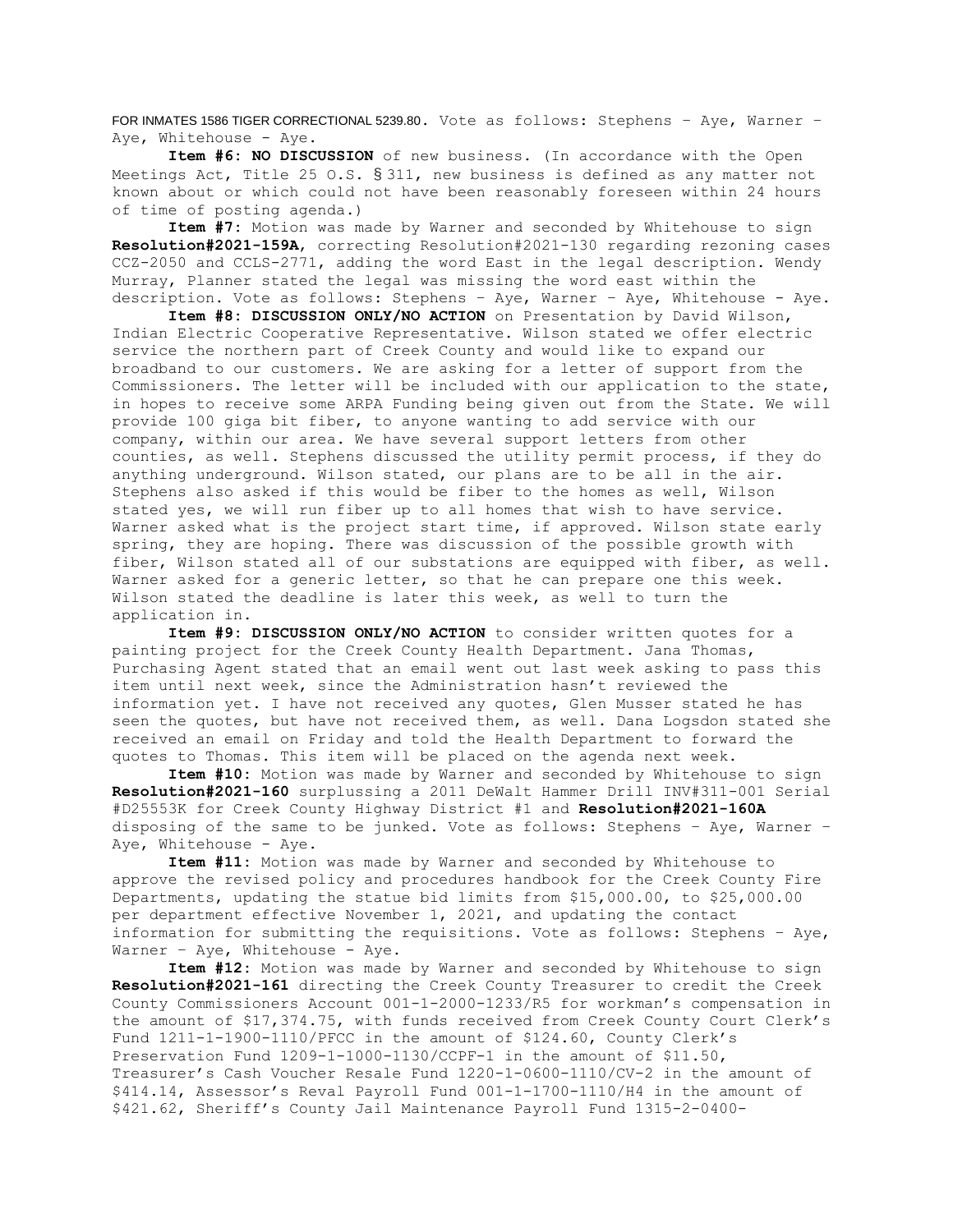FOR INMATES 1586 TIGER CORRECTIONAL 5239.80. Vote as follows: Stephens – Aye, Warner – Aye, Whitehouse - Aye.

**Item #6: NO DISCUSSION** of new business. (In accordance with the Open Meetings Act, Title 25 O.S. § 311, new business is defined as any matter not known about or which could not have been reasonably foreseen within 24 hours of time of posting agenda.)

**Item #7:** Motion was made by Warner and seconded by Whitehouse to sign **Resolution#2021-159A**, correcting Resolution#2021-130 regarding rezoning cases CCZ-2050 and CCLS-2771, adding the word East in the legal description. Wendy Murray, Planner stated the legal was missing the word east within the description. Vote as follows: Stephens – Aye, Warner – Aye, Whitehouse - Aye.

**Item #8: DISCUSSION ONLY/NO ACTION** on Presentation by David Wilson, Indian Electric Cooperative Representative. Wilson stated we offer electric service the northern part of Creek County and would like to expand our broadband to our customers. We are asking for a letter of support from the Commissioners. The letter will be included with our application to the state, in hopes to receive some ARPA Funding being given out from the State. We will provide 100 giga bit fiber, to anyone wanting to add service with our company, within our area. We have several support letters from other counties, as well. Stephens discussed the utility permit process, if they do anything underground. Wilson stated, our plans are to be all in the air. Stephens also asked if this would be fiber to the homes as well, Wilson stated yes, we will run fiber up to all homes that wish to have service. Warner asked what is the project start time, if approved. Wilson state early spring, they are hoping. There was discussion of the possible growth with fiber, Wilson stated all of our substations are equipped with fiber, as well. Warner asked for a generic letter, so that he can prepare one this week. Wilson stated the deadline is later this week, as well to turn the application in.

**Item #9: DISCUSSION ONLY/NO ACTION** to consider written quotes for a painting project for the Creek County Health Department. Jana Thomas, Purchasing Agent stated that an email went out last week asking to pass this item until next week, since the Administration hasn't reviewed the information yet. I have not received any quotes, Glen Musser stated he has seen the quotes, but have not received them, as well. Dana Logsdon stated she received an email on Friday and told the Health Department to forward the quotes to Thomas. This item will be placed on the agenda next week.

**Item #10:** Motion was made by Warner and seconded by Whitehouse to sign **Resolution#2021-160** surplussing a 2011 DeWalt Hammer Drill INV#311-001 Serial #D25553K for Creek County Highway District #1 and **Resolution#2021-160A** disposing of the same to be junked. Vote as follows: Stephens – Aye, Warner – Aye, Whitehouse - Aye.

**Item #11:** Motion was made by Warner and seconded by Whitehouse to approve the revised policy and procedures handbook for the Creek County Fire Departments, updating the statue bid limits from $15,000.00, to $25,000.00 per department effective November 1, 2021, and updating the contact information for submitting the requisitions. Vote as follows: Stephens – Aye, Warner – Aye, Whitehouse - Aye.

**Item #12:** Motion was made by Warner and seconded by Whitehouse to sign **Resolution#2021-161** directing the Creek County Treasurer to credit the Creek County Commissioners Account 001-1-2000-1233/R5 for workman's compensation in the amount of $17,374.75, with funds received from Creek County Court Clerk's Fund 1211-1-1900-1110/PFCC in the amount of $124.60, County Clerk's Preservation Fund 1209-1-1000-1130/CCPF-1 in the amount of $11.50, Treasurer's Cash Voucher Resale Fund 1220-1-0600-1110/CV-2 in the amount of $414.14, Assessor's Reval Payroll Fund 001-1-1700-1110/H4 in the amount of $421.62, Sheriff's County Jail Maintenance Payroll Fund 1315-2-0400-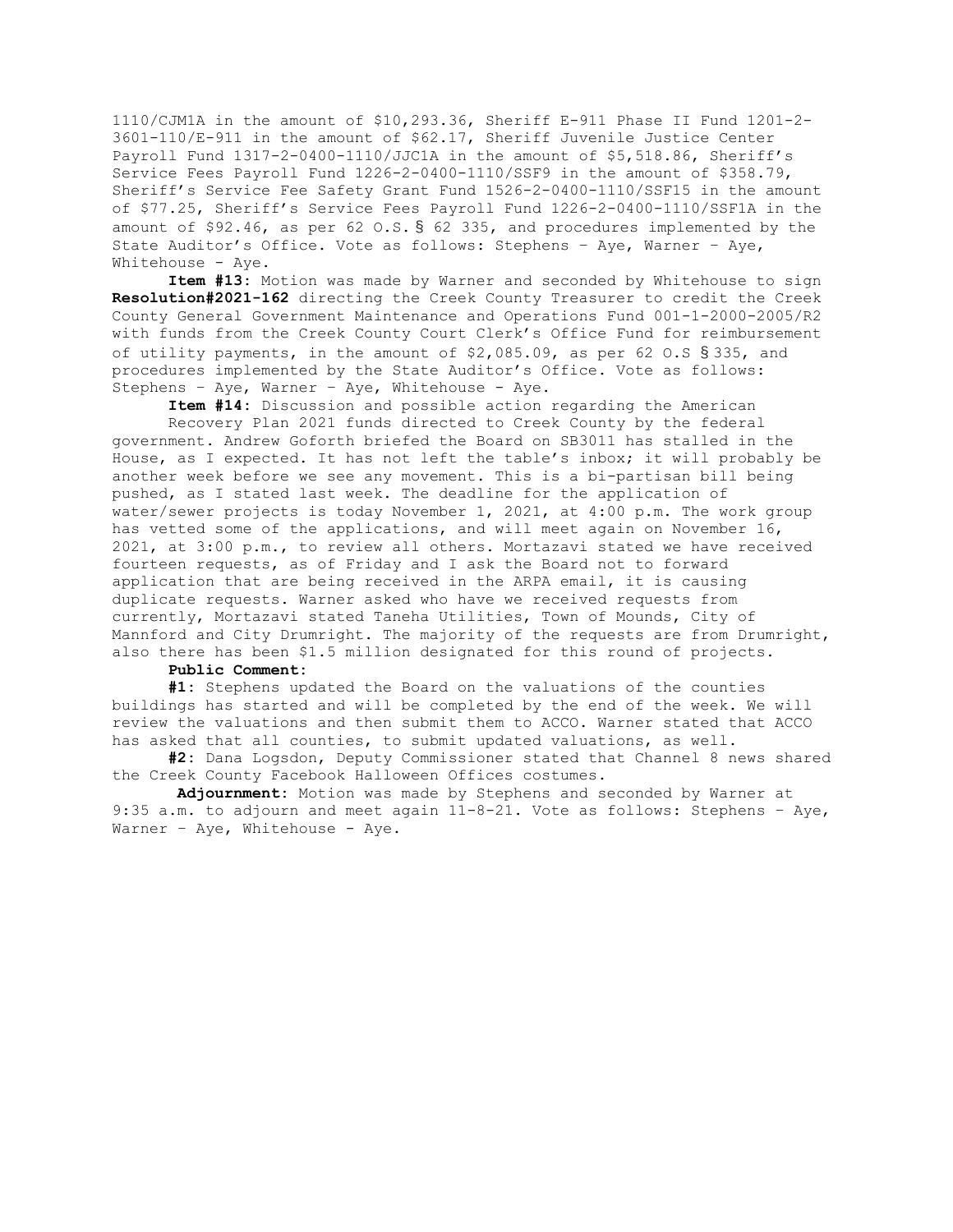1110/CJM1A in the amount of $10,293.36, Sheriff E-911 Phase II Fund 1201-2-3601-110/E-911 in the amount of $62.17, Sheriff Juvenile Justice Center Payroll Fund 1317-2-0400-1110/JJC1A in the amount of $5,518.86, Sheriff's Service Fees Payroll Fund 1226-2-0400-1110/SSF9 in the amount of $358.79, Sheriff's Service Fee Safety Grant Fund 1526-2-0400-1110/SSF15 in the amount of $77.25, Sheriff's Service Fees Payroll Fund 1226-2-0400-1110/SSF1A in the amount of $92.46, as per 62 O.S. § 62 335, and procedures implemented by the State Auditor's Office. Vote as follows: Stephens – Aye, Warner – Aye, Whitehouse - Aye.

**Item #13**: Motion was made by Warner and seconded by Whitehouse to sign **Resolution#2021-162** directing the Creek County Treasurer to credit the Creek County General Government Maintenance and Operations Fund 001-1-2000-2005/R2 with funds from the Creek County Court Clerk's Office Fund for reimbursement of utility payments, in the amount of $2,085.09, as per 62 O.S § 335, and procedures implemented by the State Auditor's Office. Vote as follows: Stephens – Aye, Warner – Aye, Whitehouse - Aye.

**Item #14**: Discussion and possible action regarding the American Recovery Plan 2021 funds directed to Creek County by the federal government. Andrew Goforth briefed the Board on SB3011 has stalled in the House, as I expected. It has not left the table's inbox; it will probably be another week before we see any movement. This is a bi-partisan bill being pushed, as I stated last week. The deadline for the application of water/sewer projects is today November 1, 2021, at 4:00 p.m. The work group has vetted some of the applications, and will meet again on November 16, 2021, at 3:00 p.m., to review all others. Mortazavi stated we have received fourteen requests, as of Friday and I ask the Board not to forward application that are being received in the ARPA email, it is causing duplicate requests. Warner asked who have we received requests from currently, Mortazavi stated Taneha Utilities, Town of Mounds, City of Mannford and City Drumright. The majority of the requests are from Drumright, also there has been $1.5 million designated for this round of projects.

**Public Comment**:

**#1**: Stephens updated the Board on the valuations of the counties buildings has started and will be completed by the end of the week. We will review the valuations and then submit them to ACCO. Warner stated that ACCO has asked that all counties, to submit updated valuations, as well.

**#2**: Dana Logsdon, Deputy Commissioner stated that Channel 8 news shared the Creek County Facebook Halloween Offices costumes.

**Adjournment**: Motion was made by Stephens and seconded by Warner at 9:35 a.m. to adjourn and meet again 11-8-21. Vote as follows: Stephens – Aye, Warner – Aye, Whitehouse - Aye.